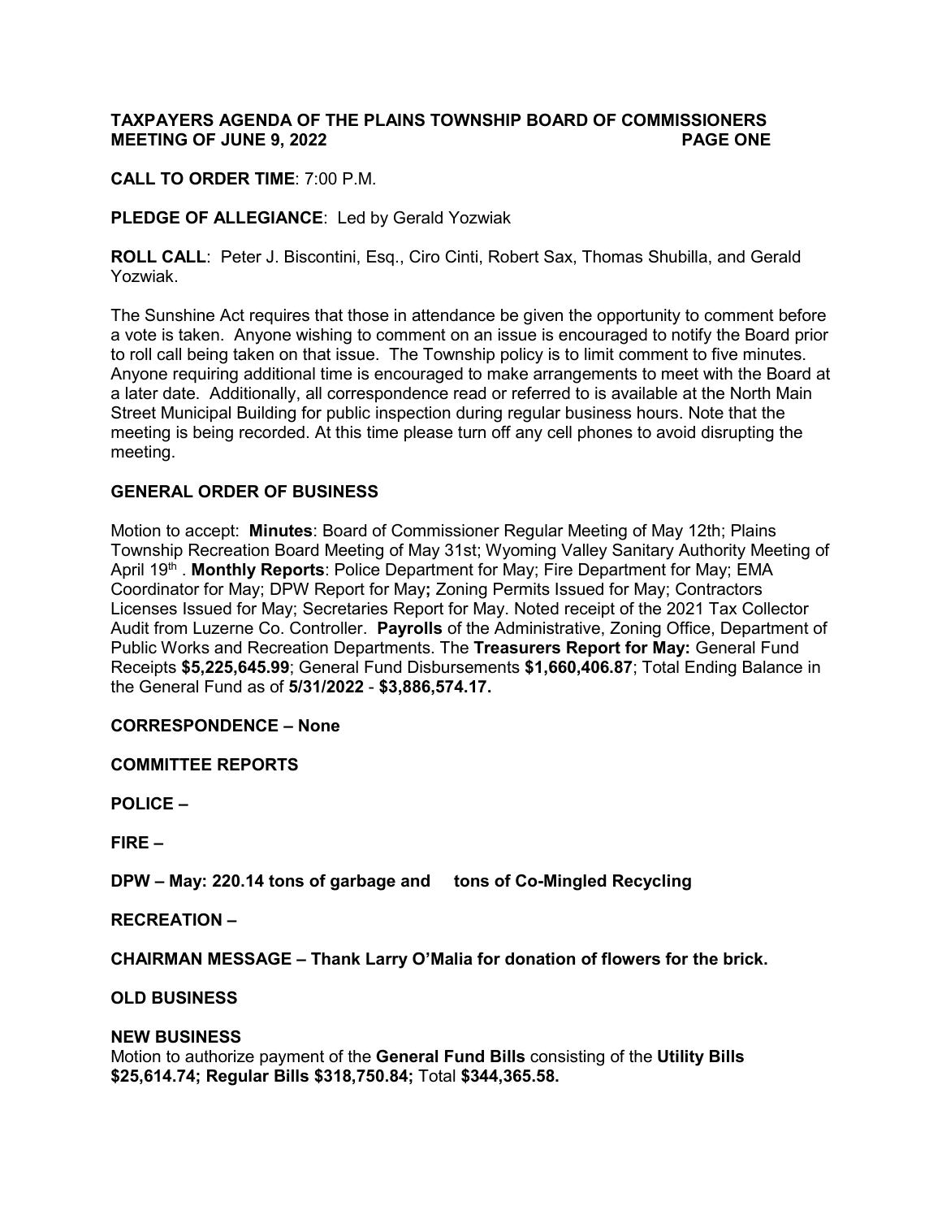**TAXPAYERS AGENDA OF THE PLAINS TOWNSHIP BOARD OF COMMISSIONERS MEETING OF JUNE 9, 2022** **PAGE ONE**

**CALL TO ORDER TIME**: 7:00 P.M.

**PLEDGE OF ALLEGIANCE**: Led by Gerald Yozwiak

**ROLL CALL**: Peter J. Biscontini, Esq., Ciro Cinti, Robert Sax, Thomas Shubilla, and Gerald Yozwiak.

The Sunshine Act requires that those in attendance be given the opportunity to comment before a vote is taken. Anyone wishing to comment on an issue is encouraged to notify the Board prior to roll call being taken on that issue. The Township policy is to limit comment to five minutes. Anyone requiring additional time is encouraged to make arrangements to meet with the Board at a later date. Additionally, all correspondence read or referred to is available at the North Main Street Municipal Building for public inspection during regular business hours. Note that the meeting is being recorded. At this time please turn off any cell phones to avoid disrupting the meeting.

**GENERAL ORDER OF BUSINESS**

Motion to accept: **Minutes**: Board of Commissioner Regular Meeting of May 12th; Plains Township Recreation Board Meeting of May 31st; Wyoming Valley Sanitary Authority Meeting of April 19th . **Monthly Reports**: Police Department for May; Fire Department for May; EMA Coordinator for May; DPW Report for May**;** Zoning Permits Issued for May; Contractors Licenses Issued for May; Secretaries Report for May. Noted receipt of the 2021 Tax Collector Audit from Luzerne Co. Controller. **Payrolls** of the Administrative, Zoning Office, Department of Public Works and Recreation Departments. The **Treasurers Report for May:** General Fund Receipts **$5,225,645.99**; General Fund Disbursements **$1,660,406.87**; Total Ending Balance in the General Fund as of **5/31/2022** - **$3,886,574.17.**

**CORRESPONDENCE – None**

**COMMITTEE REPORTS**

**POLICE –**

**FIRE –**

**DPW – May: 220.14 tons of garbage and tons of Co-Mingled Recycling**

**RECREATION –**

**CHAIRMAN MESSAGE – Thank Larry O'Malia for donation of flowers for the brick.**

**OLD BUSINESS**

**NEW BUSINESS**

Motion to authorize payment of the **General Fund Bills** consisting of the **Utility Bills $25,614.74; Regular Bills $318,750.84;** Total **$344,365.58.**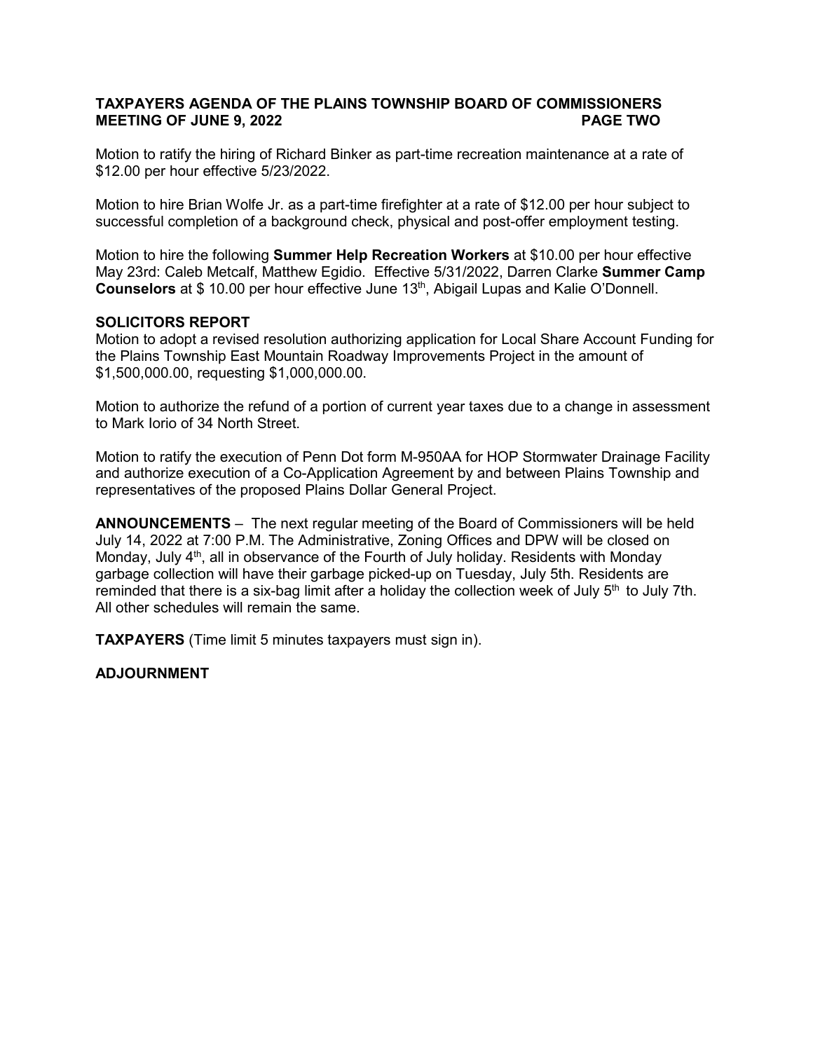**TAXPAYERS AGENDA OF THE PLAINS TOWNSHIP BOARD OF COMMISSIONERS MEETING OF JUNE 9, 2022**

Motion to ratify the hiring of Richard Binker as part-time recreation maintenance at a rate of $12.00 per hour effective 5/23/2022.

Motion to hire Brian Wolfe Jr. as a part-time firefighter at a rate of $12.00 per hour subject to successful completion of a background check, physical and post-offer employment testing.

Motion to hire the following **Summer Help Recreation Workers** at $10.00 per hour effective May 23rd: Caleb Metcalf, Matthew Egidio. Effective 5/31/2022, Darren Clarke **Summer Camp Counselors** at $ 10.00 per hour effective June 13th, Abigail Lupas and Kalie O'Donnell.

**SOLICITORS REPORT**

Motion to adopt a revised resolution authorizing application for Local Share Account Funding for the Plains Township East Mountain Roadway Improvements Project in the amount of $1,500,000.00, requesting $1,000,000.00.

Motion to authorize the refund of a portion of current year taxes due to a change in assessment to Mark Iorio of 34 North Street.

Motion to ratify the execution of Penn Dot form M-950AA for HOP Stormwater Drainage Facility and authorize execution of a Co-Application Agreement by and between Plains Township and representatives of the proposed Plains Dollar General Project.

**ANNOUNCEMENTS** – The next regular meeting of the Board of Commissioners will be held July 14, 2022 at 7:00 P.M. The Administrative, Zoning Offices and DPW will be closed on Monday, July 4th, all in observance of the Fourth of July holiday. Residents with Monday garbage collection will have their garbage picked-up on Tuesday, July 5th. Residents are reminded that there is a six-bag limit after a holiday the collection week of July 5th to July 7th. All other schedules will remain the same.

**TAXPAYERS** (Time limit 5 minutes taxpayers must sign in).

**ADJOURNMENT**